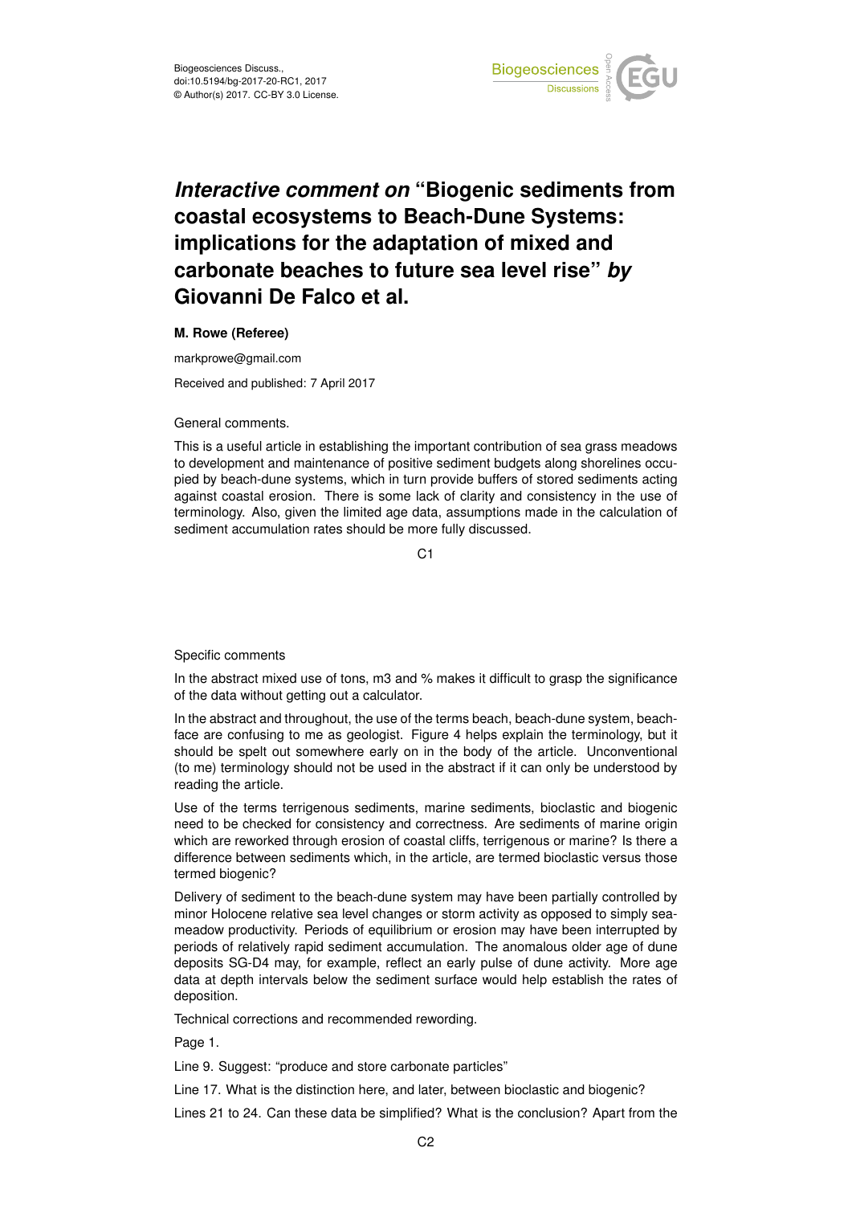# *Interactive comment on* "Biogenic sediments from coastal ecosystems to Beach-Dune Systems: implications for the adaptation of mixed and carbonate beaches to future sea level rise" *by* Giovanni De Falco et al.

**M. Rowe (Referee)**

markprowe@gmail.com

Received and published: 7 April 2017

General comments.

This is a useful article in establishing the important contribution of sea grass meadows to development and maintenance of positive sediment budgets along shorelines occupied by beach-dune systems, which in turn provide buffers of stored sediments acting against coastal erosion. There is some lack of clarity and consistency in the use of terminology. Also, given the limited age data, assumptions made in the calculation of sediment accumulation rates should be more fully discussed.

Specific comments

In the abstract mixed use of tons, m3 and % makes it difficult to grasp the significance of the data without getting out a calculator.

In the abstract and throughout, the use of the terms beach, beach-dune system, beach-face are confusing to me as geologist. Figure 4 helps explain the terminology, but it should be spelt out somewhere early on in the body of the article. Unconventional (to me) terminology should not be used in the abstract if it can only be understood by reading the article.

Use of the terms terrigenous sediments, marine sediments, bioclastic and biogenic need to be checked for consistency and correctness. Are sediments of marine origin which are reworked through erosion of coastal cliffs, terrigenous or marine? Is there a difference between sediments which, in the article, are termed bioclastic versus those termed biogenic?

Delivery of sediment to the beach-dune system may have been partially controlled by minor Holocene relative sea level changes or storm activity as opposed to simply sea-meadow productivity. Periods of equilibrium or erosion may have been interrupted by periods of relatively rapid sediment accumulation. The anomalous older age of dune deposits SG-D4 may, for example, reflect an early pulse of dune activity. More age data at depth intervals below the sediment surface would help establish the rates of deposition.

Technical corrections and recommended rewording.

Page 1.

Line 9. Suggest: "produce and store carbonate particles"

Line 17. What is the distinction here, and later, between bioclastic and biogenic?

Lines 21 to 24. Can these data be simplified? What is the conclusion? Apart from the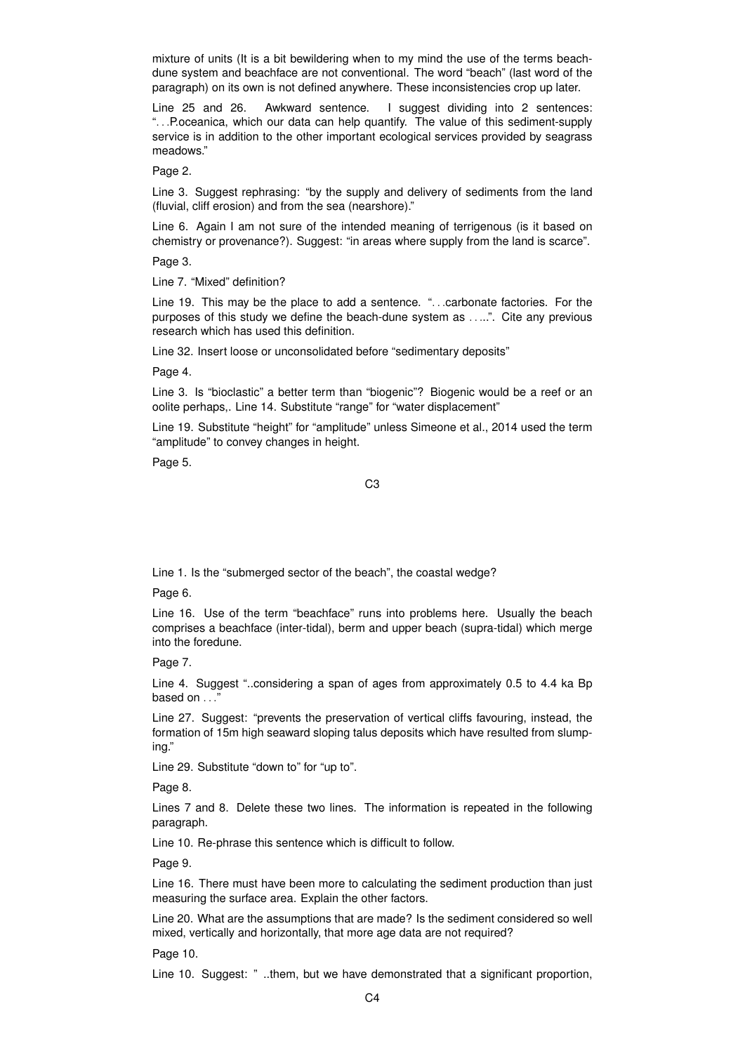mixture of units (It is a bit bewildering when to my mind the use of the terms beach-dune system and beachface are not conventional. The word "beach" (last word of the paragraph) on its own is not defined anywhere. These inconsistencies crop up later.

Line 25 and 26. Awkward sentence. I suggest dividing into 2 sentences: "...P.oceanica, which our data can help quantify. The value of this sediment-supply service is in addition to the other important ecological services provided by seagrass meadows."

Page 2.

Line 3. Suggest rephrasing: "by the supply and delivery of sediments from the land (fluvial, cliff erosion) and from the sea (nearshore)."

Line 6. Again I am not sure of the intended meaning of terrigenous (is it based on chemistry or provenance?). Suggest: "in areas where supply from the land is scarce".

Page 3.

Line 7. "Mixed" definition?

Line 19. This may be the place to add a sentence. "...carbonate factories. For the purposes of this study we define the beach-dune system as .....". Cite any previous research which has used this definition.

Line 32. Insert loose or unconsolidated before "sedimentary deposits"

Page 4.

Line 3. Is "bioclastic" a better term than "biogenic"? Biogenic would be a reef or an oolite perhaps,. Line 14. Substitute "range" for "water displacement"

Line 19. Substitute "height" for "amplitude" unless Simeone et al., 2014 used the term "amplitude" to convey changes in height.

Page 5.

Line 1. Is the "submerged sector of the beach", the coastal wedge?

Page 6.

Line 16. Use of the term "beachface" runs into problems here. Usually the beach comprises a beachface (inter-tidal), berm and upper beach (supra-tidal) which merge into the foredune.

Page 7.

Line 4. Suggest "..considering a span of ages from approximately 0.5 to 4.4 ka Bp based on ..."

Line 27. Suggest: "prevents the preservation of vertical cliffs favouring, instead, the formation of 15m high seaward sloping talus deposits which have resulted from slumping."

Line 29. Substitute "down to" for "up to".

Page 8.

Lines 7 and 8. Delete these two lines. The information is repeated in the following paragraph.

Line 10. Re-phrase this sentence which is difficult to follow.

Page 9.

Line 16. There must have been more to calculating the sediment production than just measuring the surface area. Explain the other factors.

Line 20. What are the assumptions that are made? Is the sediment considered so well mixed, vertically and horizontally, that more age data are not required?

Page 10.

Line 10. Suggest: " ..them, but we have demonstrated that a significant proportion,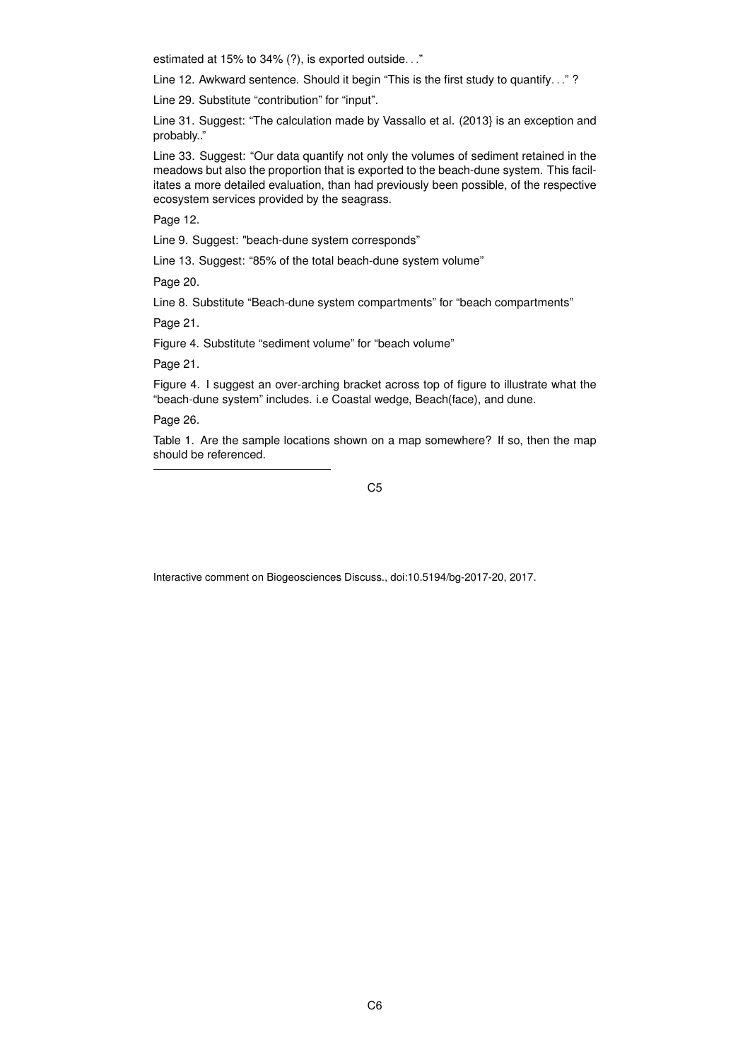estimated at 15% to 34% (?), is exported outside. . ."

Line 12. Awkward sentence. Should it begin "This is the first study to quantify. . ." ?

Line 29. Substitute "contribution" for "input".

Line 31. Suggest: "The calculation made by Vassallo et al. (2013} is an exception and probably.."

Line 33. Suggest: "Our data quantify not only the volumes of sediment retained in the meadows but also the proportion that is exported to the beach-dune system. This facilitates a more detailed evaluation, than had previously been possible, of the respective ecosystem services provided by the seagrass.

Page 12.

Line 9. Suggest: "beach-dune system corresponds"

Line 13. Suggest: "85% of the total beach-dune system volume"

Page 20.

Line 8. Substitute "Beach-dune system compartments" for "beach compartments"

Page 21.

Figure 4. Substitute "sediment volume" for "beach volume"

Page 21.

Figure 4. I suggest an over-arching bracket across top of figure to illustrate what the "beach-dune system" includes. i.e Coastal wedge, Beach(face), and dune.

Page 26.

Table 1. Are the sample locations shown on a map somewhere? If so, then the map should be referenced.

Interactive comment on Biogeosciences Discuss., doi:10.5194/bg-2017-20, 2017.